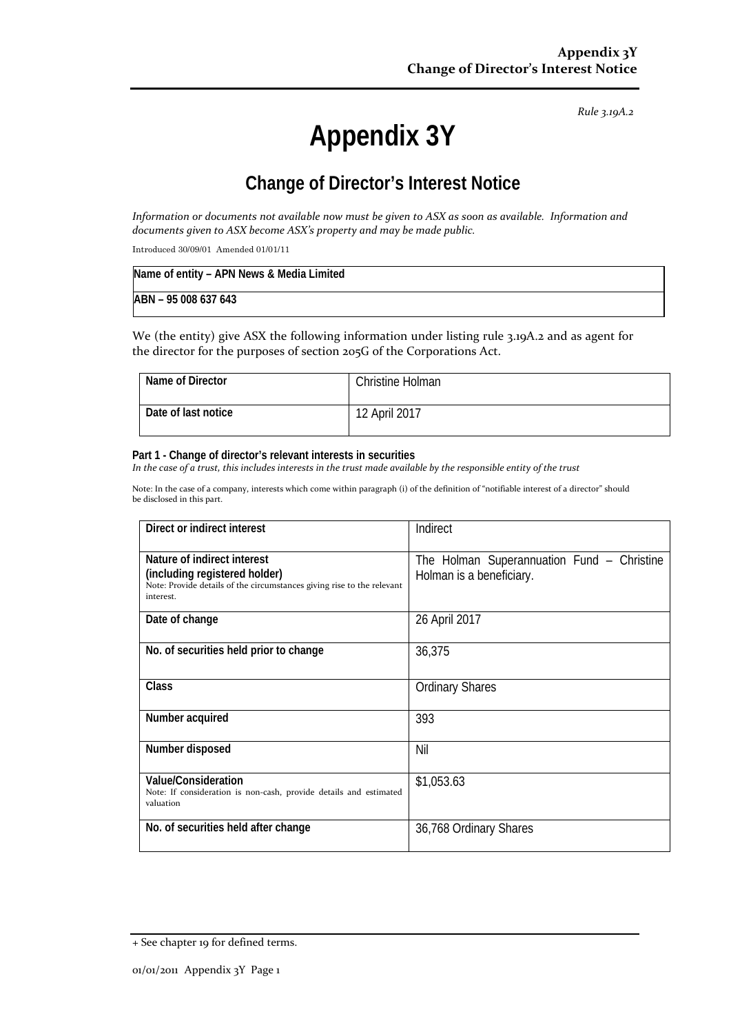*Rule 3.19A.2*

# Appendix 3Y

## Change of Director's Interest Notice

*Information or documents not available now must be given to ASX as soon as available. Information and documents given to ASX become ASX's property and may be made public.*

Introduced 30/09/01 Amended 01/01/11

| |
|---|
| **Name of entity – APN News & Media Limited** |
| **ABN – 95 008 637 643** |

We (the entity) give ASX the following information under listing rule 3.19A.2 and as agent for the director for the purposes of section 205G of the Corporations Act.

| | |
|---|---|
| **Name of Director** | Christine Holman |
| **Date of last notice** | 12 April 2017 |

**Part 1 - Change of director's relevant interests in securities**
*In the case of a trust, this includes interests in the trust made available by the responsible entity of the trust*

Note: In the case of a company, interests which come within paragraph (i) of the definition of "notifiable interest of a director" should be disclosed in this part.

| | |
|---|---|
| **Direct or indirect interest** | Indirect |
| **Nature of indirect interest (including registered holder)** Note: Provide details of the circumstances giving rise to the relevant interest. | The Holman Superannuation Fund – Christine Holman is a beneficiary. |
| **Date of change** | 26 April 2017 |
| **No. of securities held prior to change** | 36,375 |
| **Class** | Ordinary Shares |
| **Number acquired** | 393 |
| **Number disposed** | Nil |
| **Value/Consideration** Note: If consideration is non-cash, provide details and estimated valuation | $1,053.63 |
| **No. of securities held after change** | 36,768 Ordinary Shares |

+ See chapter 19 for defined terms.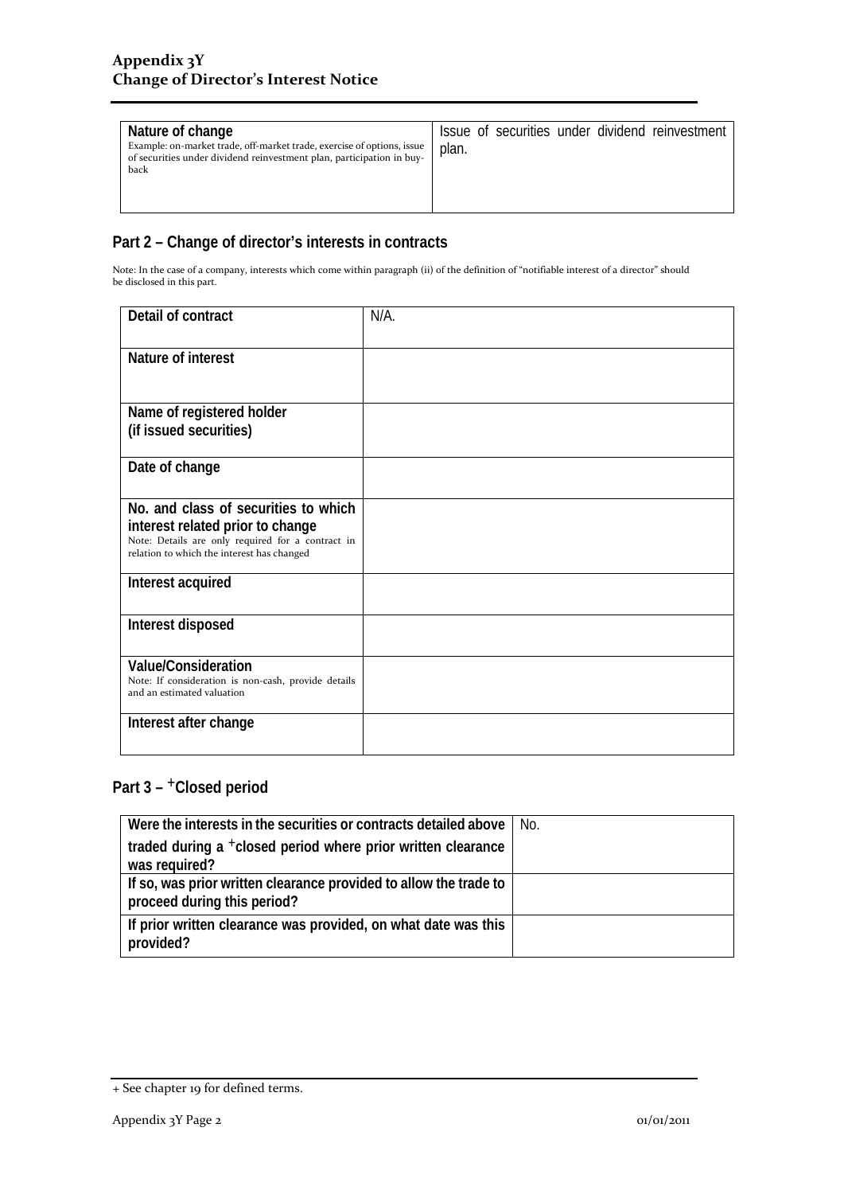| | |
|---|---|
| **Nature of change**<br>Example: on-market trade, off-market trade, exercise of options, issue of securities under dividend reinvestment plan, participation in buy-back | Issue of securities under dividend reinvestment plan. |

## Part 2 – Change of director's interests in contracts

Note: In the case of a company, interests which come within paragraph (ii) of the definition of "notifiable interest of a director" should be disclosed in this part.

| | |
|---|---|
| **Detail of contract** | N/A. |
| **Nature of interest** | |
| **Name of registered holder (if issued securities)** | |
| **Date of change** | |
| **No. and class of securities to which interest related prior to change**<br>Note: Details are only required for a contract in relation to which the interest has changed | |
| **Interest acquired** | |
| **Interest disposed** | |
| **Value/Consideration**<br>Note: If consideration is non-cash, provide details and an estimated valuation | |
| **Interest after change** | |

## Part 3 – +Closed period

| | |
|---|---|
| **Were the interests in the securities or contracts detailed above traded during a +closed period where prior written clearance was required?** | No. |
| **If so, was prior written clearance provided to allow the trade to proceed during this period?** | |
| **If prior written clearance was provided, on what date was this provided?** | |

+ See chapter 19 for defined terms.